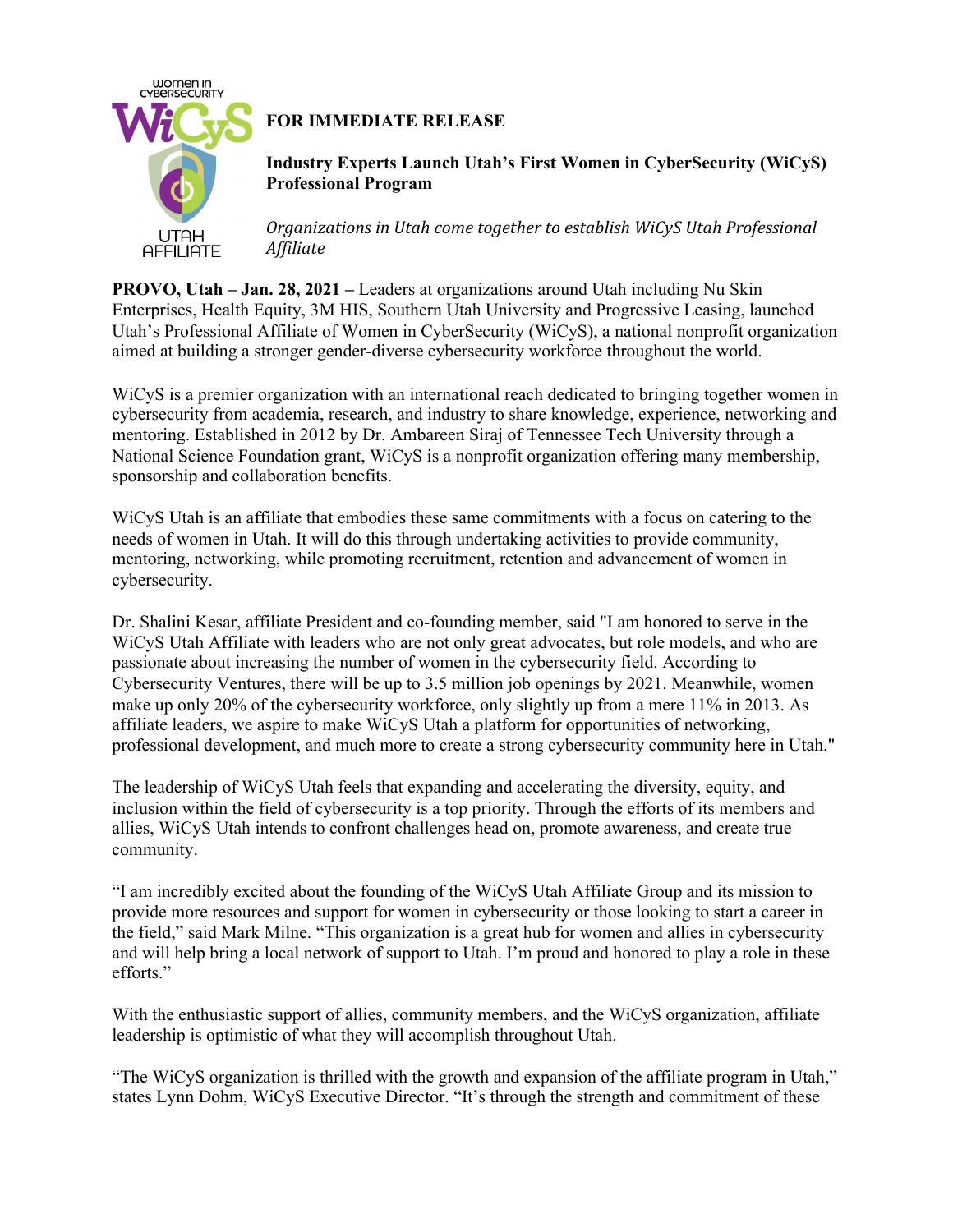**FOR IMMEDIATE RELEASE**

**Industry Experts Launch Utah's First Women in CyberSecurity (WiCyS) Professional Program**

*Organizations in Utah come together to establish WiCyS Utah Professional Affiliate*

**PROVO, Utah – Jan. 28, 2021 –** Leaders at organizations around Utah including Nu Skin Enterprises, Health Equity, 3M HIS, Southern Utah University and Progressive Leasing, launched Utah's Professional Affiliate of Women in CyberSecurity (WiCyS), a national nonprofit organization aimed at building a stronger gender-diverse cybersecurity workforce throughout the world.

WiCyS is a premier organization with an international reach dedicated to bringing together women in cybersecurity from academia, research, and industry to share knowledge, experience, networking and mentoring. Established in 2012 by Dr. Ambareen Siraj of Tennessee Tech University through a National Science Foundation grant, WiCyS is a nonprofit organization offering many membership, sponsorship and collaboration benefits.

WiCyS Utah is an affiliate that embodies these same commitments with a focus on catering to the needs of women in Utah. It will do this through undertaking activities to provide community, mentoring, networking, while promoting recruitment, retention and advancement of women in cybersecurity.

Dr. Shalini Kesar, affiliate President and co-founding member, said "I am honored to serve in the WiCyS Utah Affiliate with leaders who are not only great advocates, but role models, and who are passionate about increasing the number of women in the cybersecurity field. According to Cybersecurity Ventures, there will be up to 3.5 million job openings by 2021. Meanwhile, women make up only 20% of the cybersecurity workforce, only slightly up from a mere 11% in 2013. As affiliate leaders, we aspire to make WiCyS Utah a platform for opportunities of networking, professional development, and much more to create a strong cybersecurity community here in Utah."

The leadership of WiCyS Utah feels that expanding and accelerating the diversity, equity, and inclusion within the field of cybersecurity is a top priority. Through the efforts of its members and allies, WiCyS Utah intends to confront challenges head on, promote awareness, and create true community.

"I am incredibly excited about the founding of the WiCyS Utah Affiliate Group and its mission to provide more resources and support for women in cybersecurity or those looking to start a career in the field," said Mark Milne. "This organization is a great hub for women and allies in cybersecurity and will help bring a local network of support to Utah. I'm proud and honored to play a role in these efforts."

With the enthusiastic support of allies, community members, and the WiCyS organization, affiliate leadership is optimistic of what they will accomplish throughout Utah.

"The WiCyS organization is thrilled with the growth and expansion of the affiliate program in Utah," states Lynn Dohm, WiCyS Executive Director. "It's through the strength and commitment of these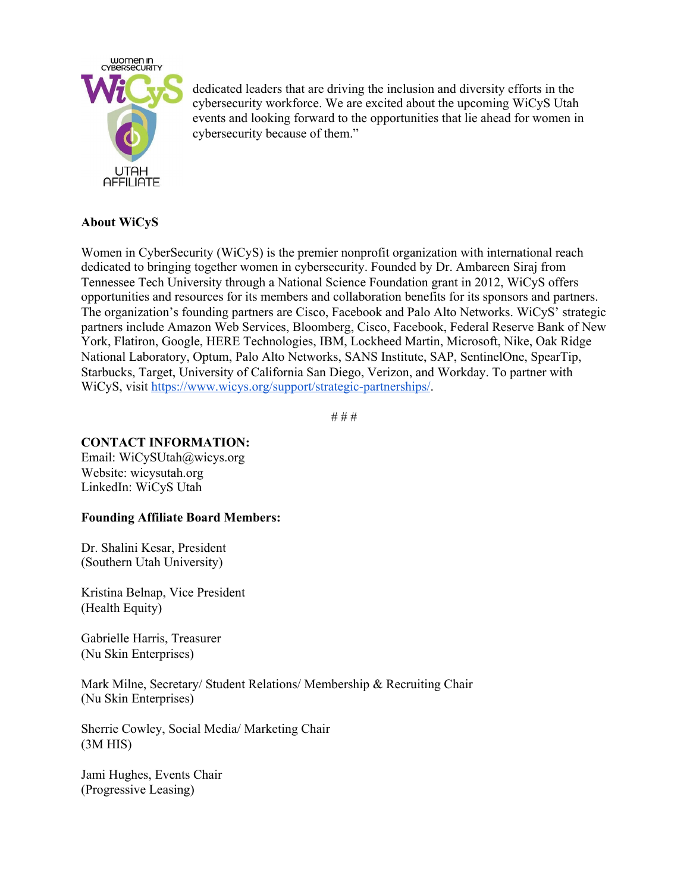dedicated leaders that are driving the inclusion and diversity efforts in the cybersecurity workforce. We are excited about the upcoming WiCyS Utah events and looking forward to the opportunities that lie ahead for women in cybersecurity because of them."

**About WiCyS**

Women in CyberSecurity (WiCyS) is the premier nonprofit organization with international reach dedicated to bringing together women in cybersecurity. Founded by Dr. Ambareen Siraj from Tennessee Tech University through a National Science Foundation grant in 2012, WiCyS offers opportunities and resources for its members and collaboration benefits for its sponsors and partners. The organization's founding partners are Cisco, Facebook and Palo Alto Networks. WiCyS' strategic partners include Amazon Web Services, Bloomberg, Cisco, Facebook, Federal Reserve Bank of New York, Flatiron, Google, HERE Technologies, IBM, Lockheed Martin, Microsoft, Nike, Oak Ridge National Laboratory, Optum, Palo Alto Networks, SANS Institute, SAP, SentinelOne, SpearTip, Starbucks, Target, University of California San Diego, Verizon, and Workday. To partner with WiCyS, visit https://www.wicys.org/support/strategic-partnerships/.

# # #

**CONTACT INFORMATION:**
Email: WiCySUtah@wicys.org
Website: wicysutah.org
LinkedIn: WiCyS Utah

**Founding Affiliate Board Members:**

Dr. Shalini Kesar, President
(Southern Utah University)

Kristina Belnap, Vice President
(Health Equity)

Gabrielle Harris, Treasurer
(Nu Skin Enterprises)

Mark Milne, Secretary/ Student Relations/ Membership & Recruiting Chair
(Nu Skin Enterprises)

Sherrie Cowley, Social Media/ Marketing Chair
(3M HIS)

Jami Hughes, Events Chair
(Progressive Leasing)